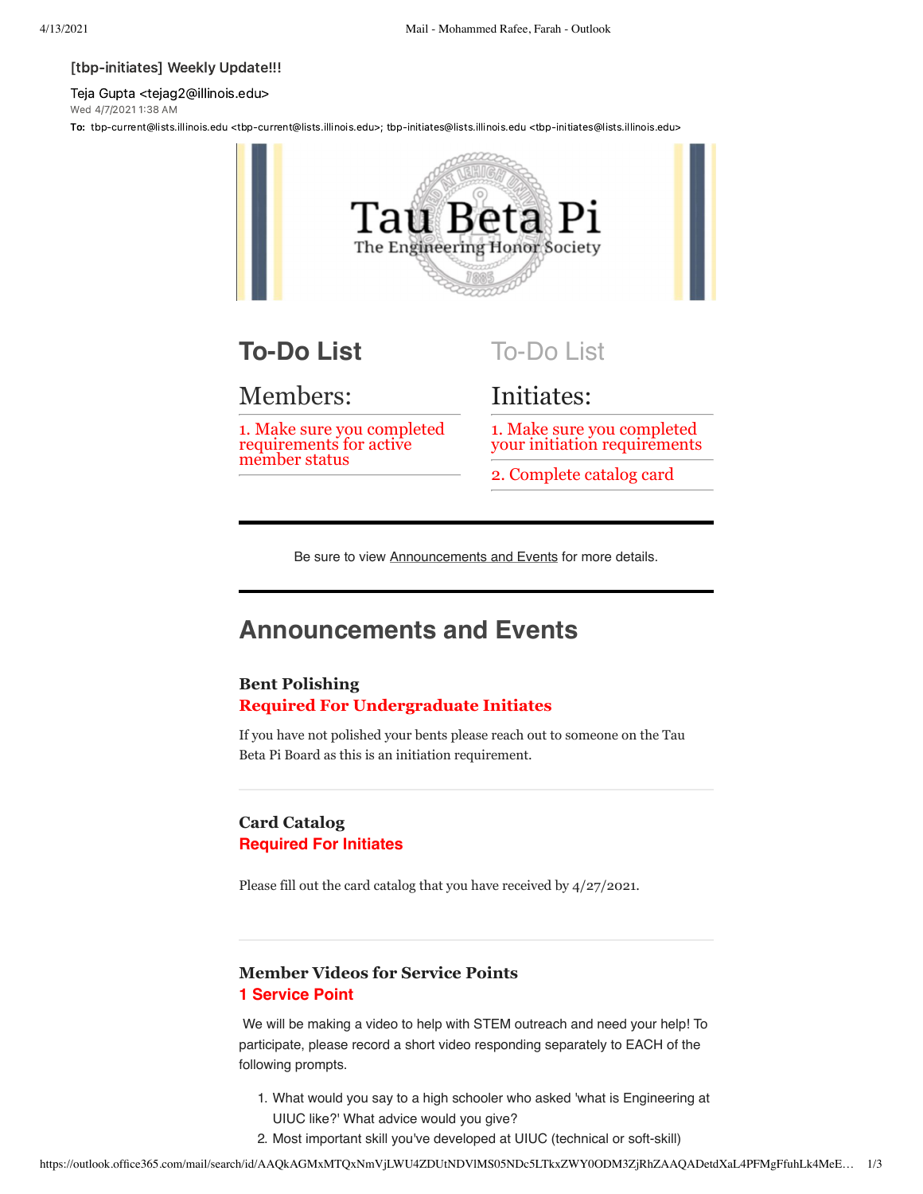[tbp-initiates] Weekly Update!!!

Teja Gupta <tejag2@illinois.edu>

Wed 4/7/2021 1:38 AM

**To:** tbp-current@lists.illinois.edu <tbp-current@lists.illinois.edu>; tbp-initiates@lists.illinois.edu <tbp-initiates@lists.illinois.edu>

Tau Beta Pi

The Engineering Honor Society

## To-Do List

### Members:

1. Make sure you completed requirements for active member status

## To-Do List

### Initiates:

1. Make sure you completed your initiation requirements
2. Complete catalog card

---

Be sure to view Announcements and Events for more details.

---

## Announcements and Events

### Bent Polishing

**Required For Undergraduate Initiates**

If you have not polished your bents please reach out to someone on the Tau Beta Pi Board as this is an initiation requirement.

---

### Card Catalog

**Required For Initiates**

Please fill out the card catalog that you have received by 4/27/2021.

---

### Member Videos for Service Points

**1 Service Point**

We will be making a video to help with STEM outreach and need your help! To participate, please record a short video responding separately to EACH of the following prompts.

1. What would you say to a high schooler who asked 'what is Engineering at UIUC like?' What advice would you give?
2. Most important skill you've developed at UIUC (technical or soft-skill)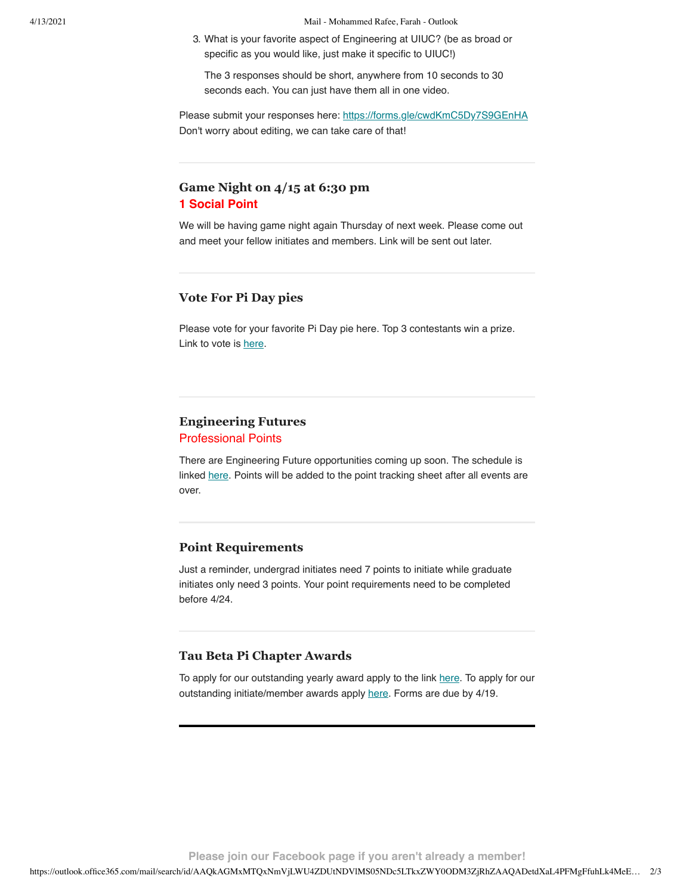3. What is your favorite aspect of Engineering at UIUC? (be as broad or specific as you would like, just make it specific to UIUC!)

   The 3 responses should be short, anywhere from 10 seconds to 30 seconds each. You can just have them all in one video.

Please submit your responses here: https://forms.gle/cwdKmC5Dy7S9GEnHA
Don't worry about editing, we can take care of that!

---

### Game Night on 4/15 at 6:30 pm

**1 Social Point**

We will be having game night again Thursday of next week. Please come out and meet your fellow initiates and members. Link will be sent out later.

---

### Vote For Pi Day pies

Please vote for your favorite Pi Day pie here. Top 3 contestants win a prize. Link to vote is here.

---

### Engineering Futures

Professional Points

There are Engineering Future opportunities coming up soon. The schedule is linked here. Points will be added to the point tracking sheet after all events are over.

---

### Point Requirements

Just a reminder, undergrad initiates need 7 points to initiate while graduate initiates only need 3 points. Your point requirements need to be completed before 4/24.

---

### Tau Beta Pi Chapter Awards

To apply for our outstanding yearly award apply to the link here. To apply for our outstanding initiate/member awards apply here. Forms are due by 4/19.

---

**Please join our Facebook page if you aren't already a member!**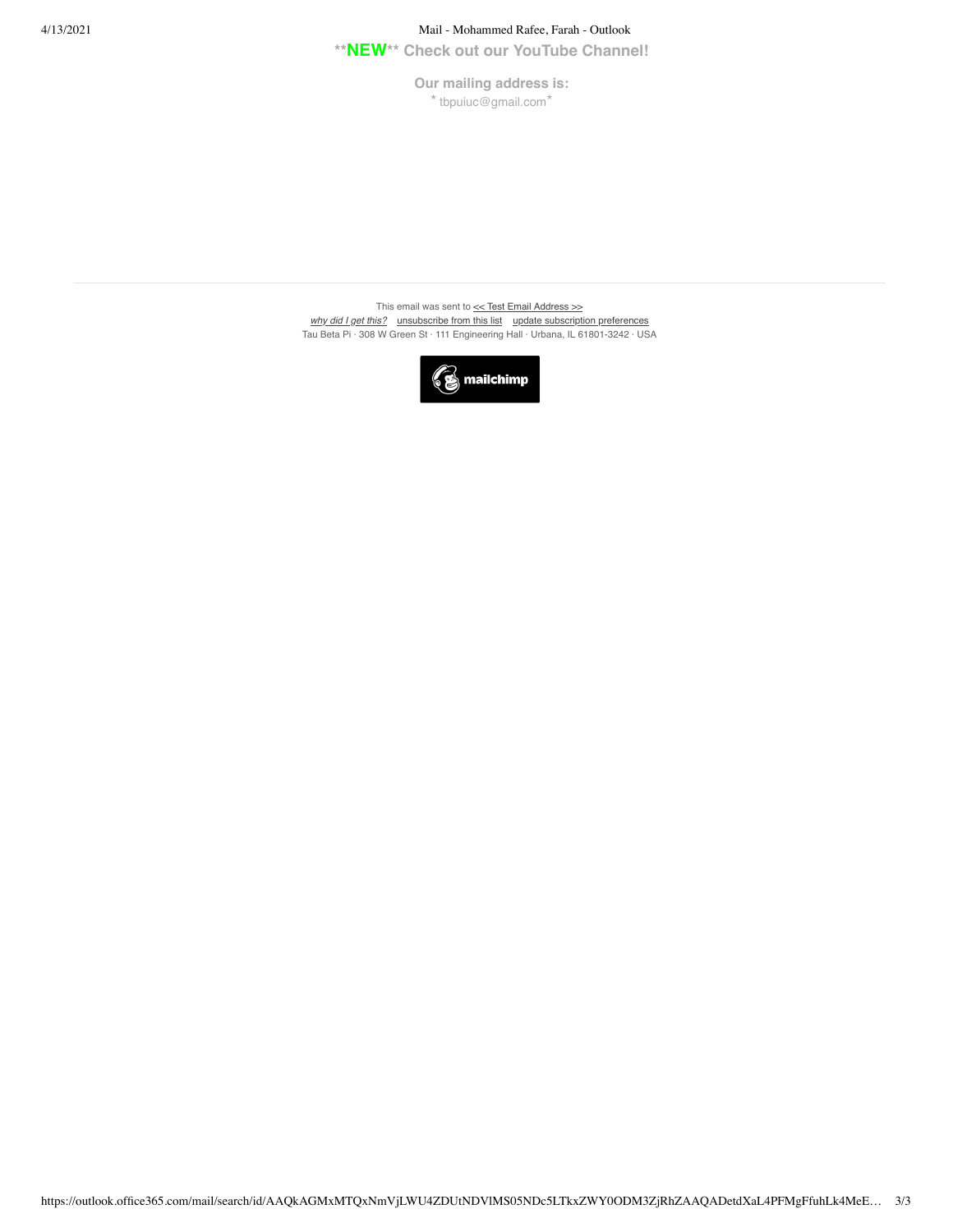**NEW** Check out our YouTube Channel!

**Our mailing address is:**

* tbpuiuc@gmail.com*

---

This email was sent to << Test Email Address >>

*why did I get this?* unsubscribe from this list update subscription preferences

Tau Beta Pi · 308 W Green St · 111 Engineering Hall · Urbana, IL 61801-3242 · USA

mailchimp